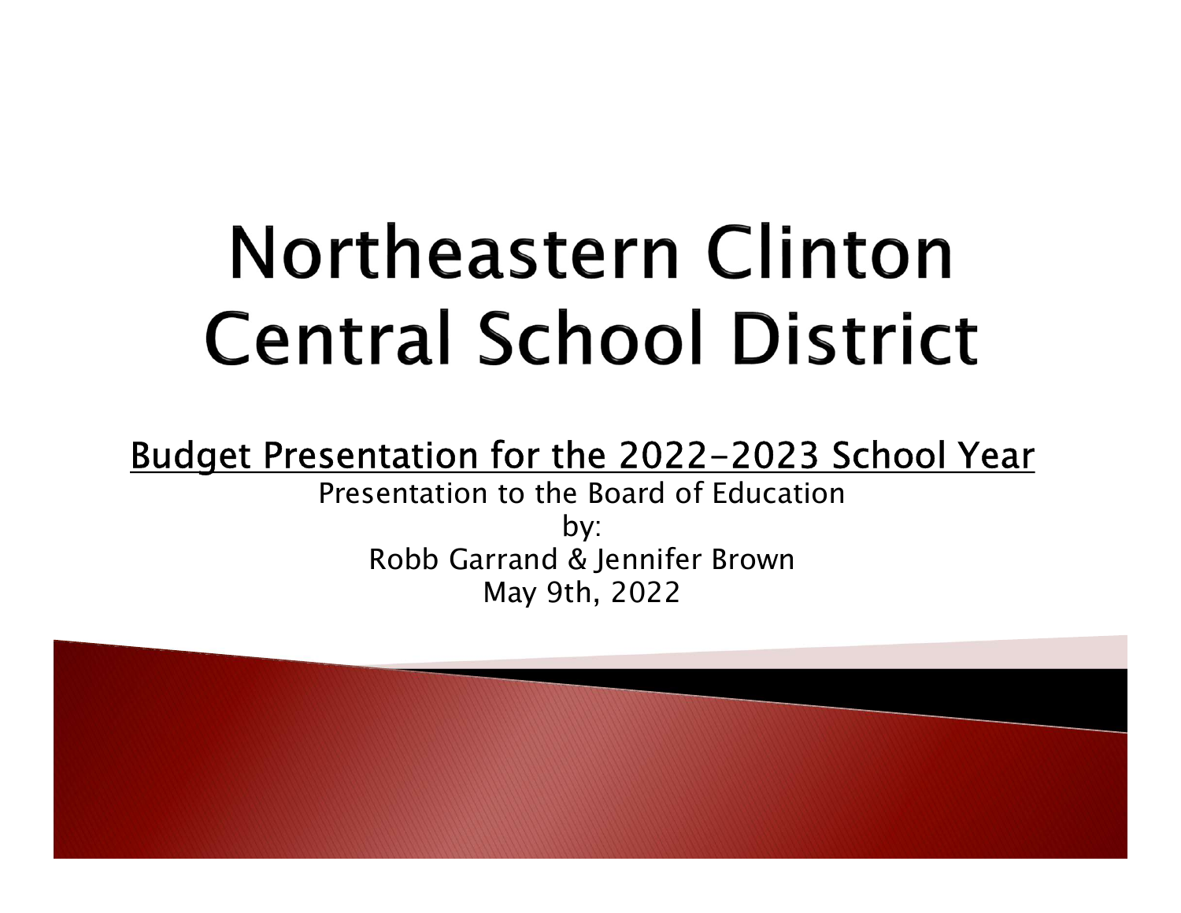# Northeastern Clinton Central School District

<u>Budget Presentation for the 2022-2023 School Year</u>

Presentation to the Board of Education

by:

Robb Garrand & Jennifer Brown

May 9th, 2022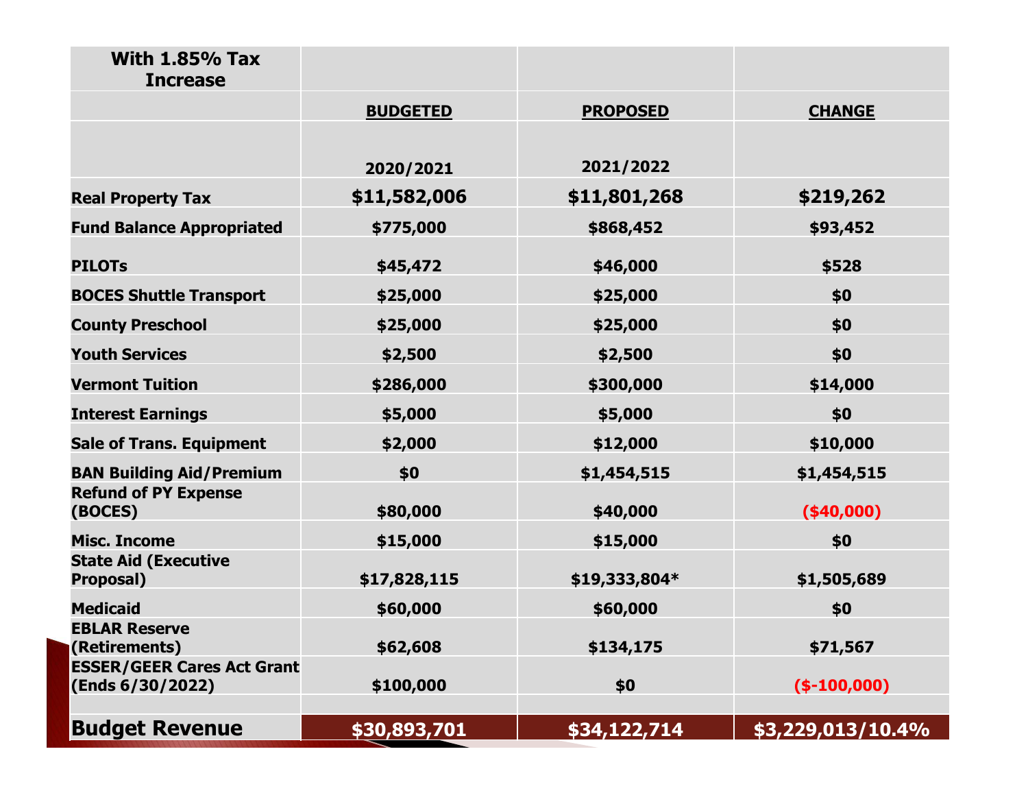| With 1.85% Tax Increase | | | |
|---|---|---|---|
| | BUDGETED | PROPOSED | CHANGE |
| | 2020/2021 | 2021/2022 | |
| Real Property Tax | $11,582,006 | $11,801,268 | $219,262 |
| Fund Balance Appropriated | $775,000 | $868,452 | $93,452 |
| PILOTs | $45,472 | $46,000 | $528 |
| BOCES Shuttle Transport | $25,000 | $25,000 | $0 |
| County Preschool | $25,000 | $25,000 | $0 |
| Youth Services | $2,500 | $2,500 | $0 |
| Vermont Tuition | $286,000 | $300,000 | $14,000 |
| Interest Earnings | $5,000 | $5,000 | $0 |
| Sale of Trans. Equipment | $2,000 | $12,000 | $10,000 |
| BAN Building Aid/Premium | $0 | $1,454,515 | $1,454,515 |
| Refund of PY Expense (BOCES) | $80,000 | $40,000 | ($40,000) |
| Misc. Income | $15,000 | $15,000 | $0 |
| State Aid (Executive Proposal) | $17,828,115 | $19,333,804* | $1,505,689 |
| Medicaid | $60,000 | $60,000 | $0 |
| EBLAR Reserve (Retirements) | $62,608 | $134,175 | $71,567 |
| ESSER/GEER Cares Act Grant (Ends 6/30/2022) | $100,000 | $0 | ($-100,000) |
| | | | |
| **Budget Revenue** | **$30,893,701** | **$34,122,714** | **$3,229,013/10.4%** |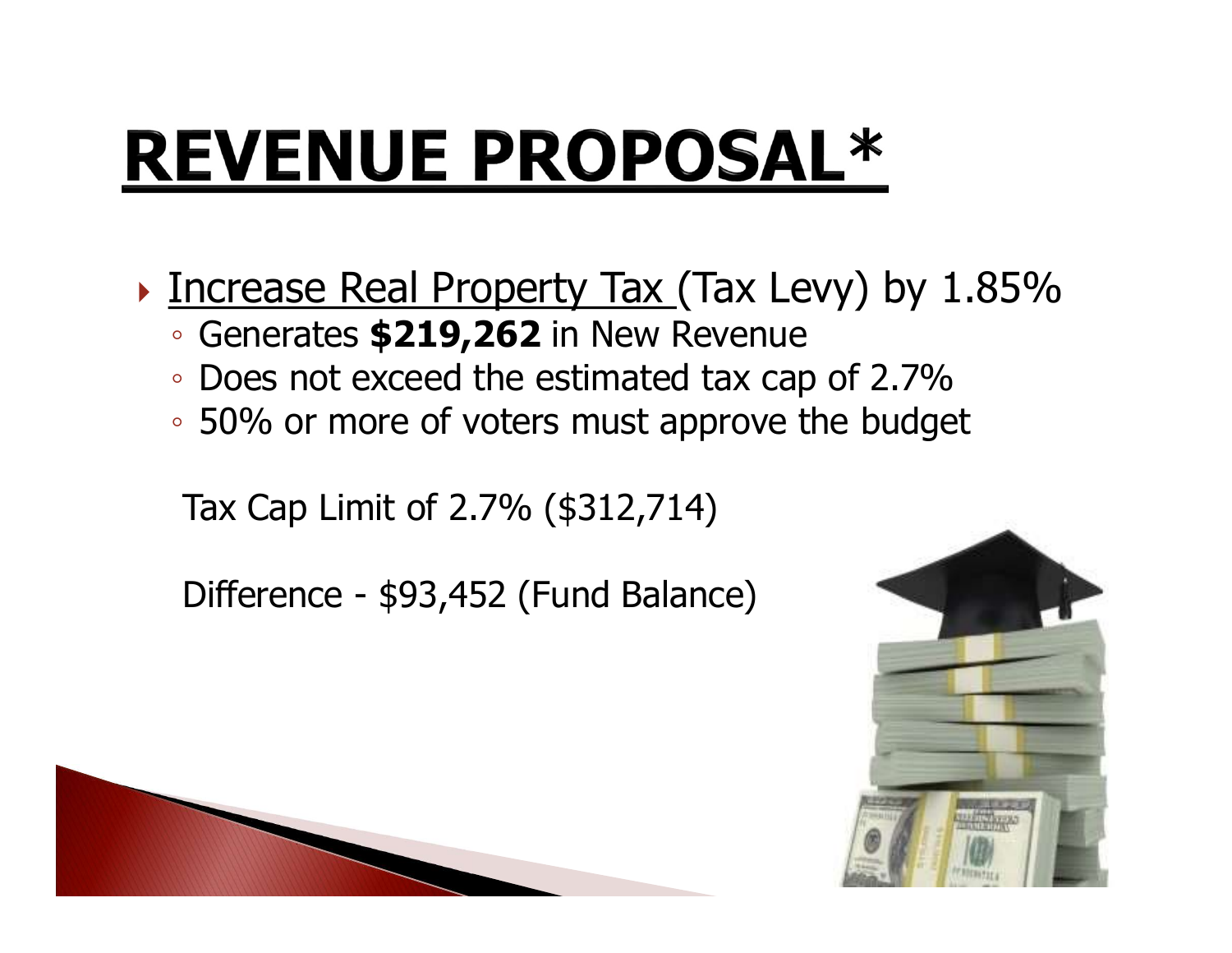# REVENUE PROPOSAL*

- <u>Increase Real Property Tax</u> (Tax Levy) by 1.85%
  - Generates **$219,262** in New Revenue
  - Does not exceed the estimated tax cap of 2.7%
  - 50% or more of voters must approve the budget

Tax Cap Limit of 2.7% ($312,714)

Difference - $93,452 (Fund Balance)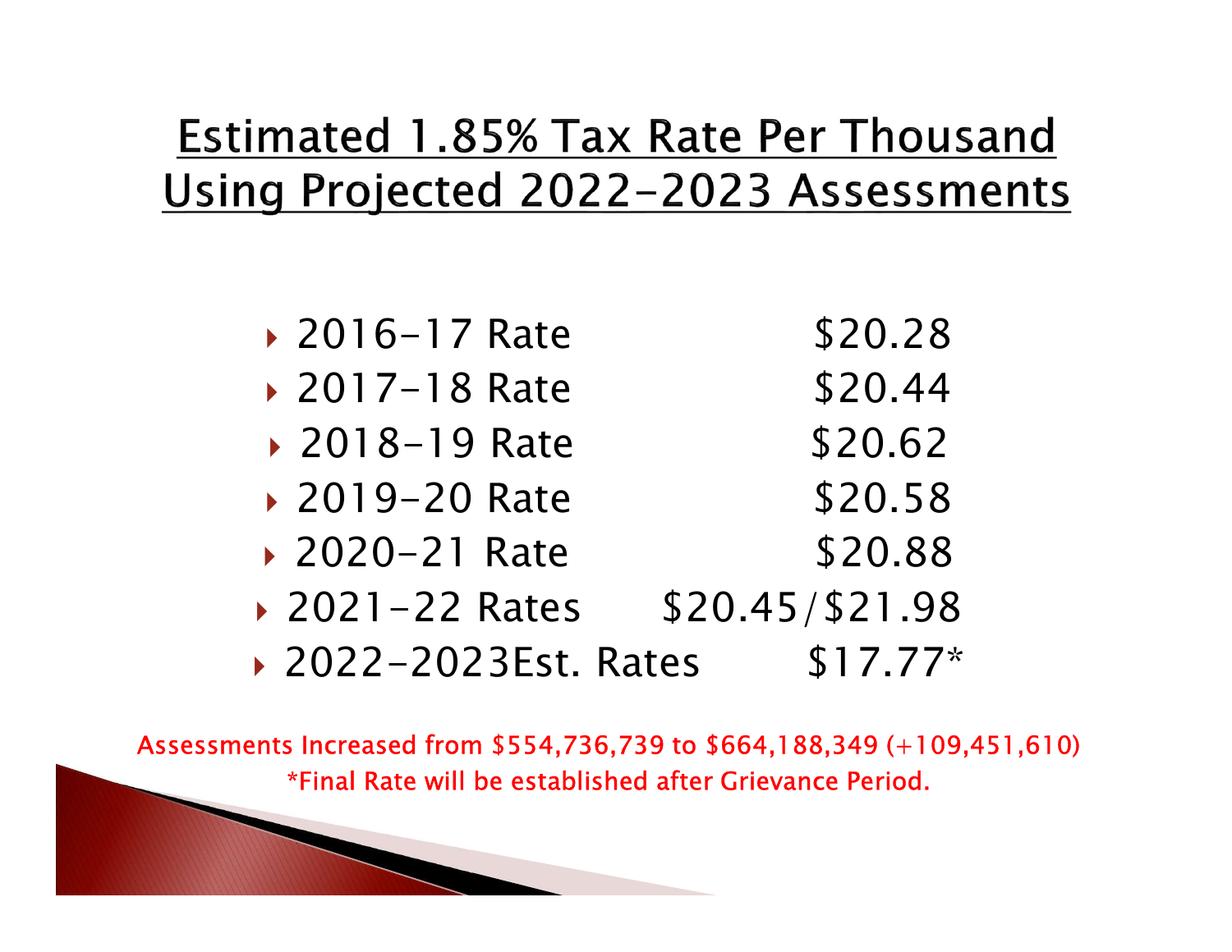# Estimated 1.85% Tax Rate Per Thousand Using Projected 2022-2023 Assessments

| | |
|---|---|
| 2016-17 Rate | $20.28 |
| 2017-18 Rate | $20.44 |
| 2018-19 Rate | $20.62 |
| 2019-20 Rate | $20.58 |
| 2020-21 Rate | $20.88 |
| 2021-22 Rates | $20.45/$21.98 |
| 2022-2023Est. Rates | $17.77* |

Assessments Increased from $554,736,739 to $664,188,349 (+109,451,610)

*Final Rate will be established after Grievance Period.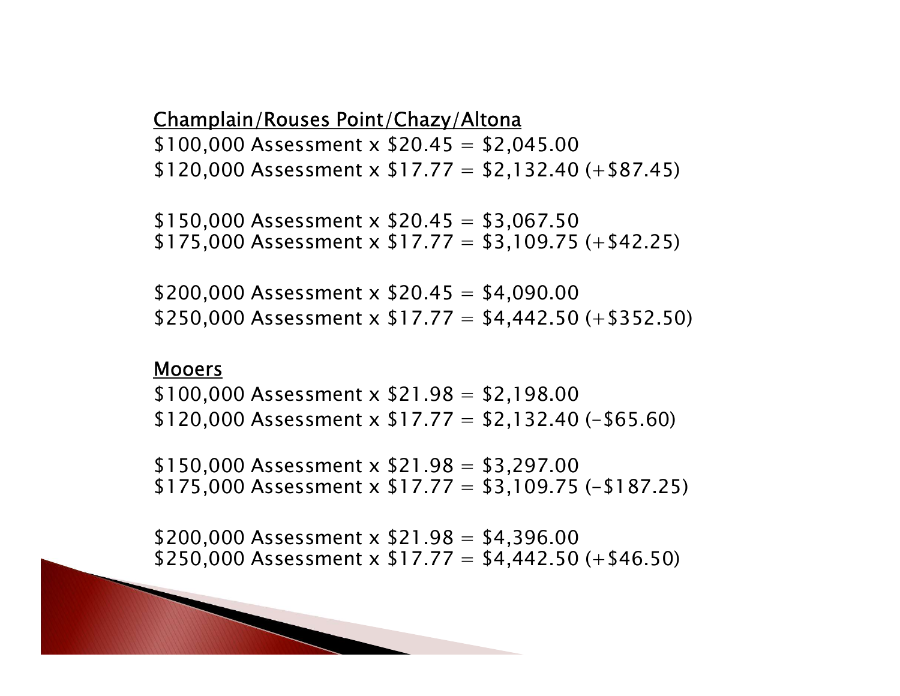Champlain/Rouses Point/Chazy/Altona

$100,000 Assessment x $20.45 = $2,045.00
$120,000 Assessment x $17.77 = $2,132.40 (+$87.45)

$150,000 Assessment x $20.45 = $3,067.50
$175,000 Assessment x $17.77 = $3,109.75 (+$42.25)

$200,000 Assessment x $20.45 = $4,090.00
$250,000 Assessment x $17.77 = $4,442.50 (+$352.50)

Mooers

$100,000 Assessment x $21.98 = $2,198.00
$120,000 Assessment x $17.77 = $2,132.40 (-$65.60)

$150,000 Assessment x $21.98 = $3,297.00
$175,000 Assessment x $17.77 = $3,109.75 (-$187.25)

$200,000 Assessment x $21.98 = $4,396.00
$250,000 Assessment x $17.77 = $4,442.50 (+$46.50)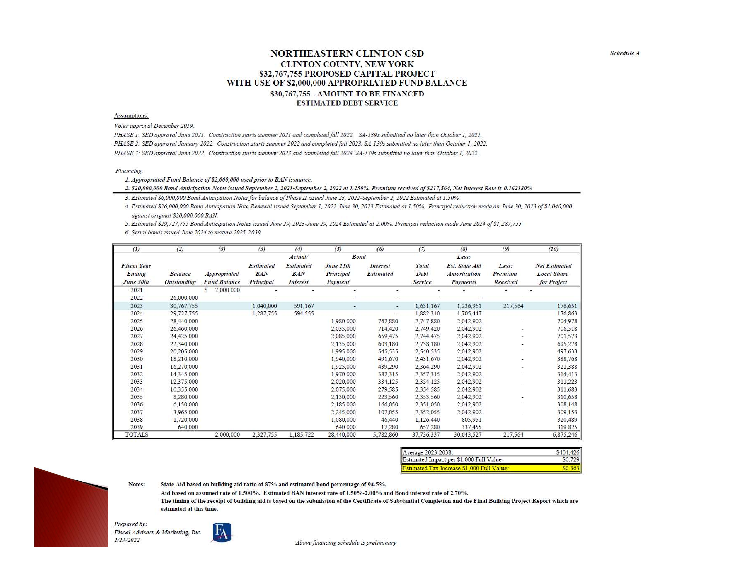Schedule A

# NORTHEASTERN CLINTON CSD
## CLINTON COUNTY, NEW YORK
## $32,767,755 PROPOSED CAPITAL PROJECT
## WITH USE OF $2,000,000 APPROPRIATED FUND BALANCE
### $30,767,755 - AMOUNT TO BE FINANCED
### ESTIMATED DEBT SERVICE

Assumptions:

*Voter approval December 2019.*

*PHASE 1: SED approval June 2021. Construction starts summer 2021 and completed fall 2022. SA-139s submitted no later than October 1, 2021.*

*PHASE 2: SED approval January 2022. Construction starts summer 2022 and completed fall 2023. SA-139s submitted no later than October 1, 2022.*

*PHASE 3: SED approval June 2022. Construction starts summer 2023 and completed fall 2024. SA-139s submitted no later than October 1, 2022.*

*Financing:*

1. *Appropriated Fund Balance of $2,000,000 used prior to BAN issuance.*
2. *$20,000,000 Bond Anticipation Notes issued September 2, 2021-September 2, 2022 at 1.250%. Premium received of $217,564, Net Interest Rate is 0.162180%*
3. *Estimated $6,000,000 Bond Anticipation Notes for balance of Phase II issued June 23, 2022-September 2, 2022 Estimated at 1.50%*
4. *Estimated $26,000,000 Bond Anticipation Note Renewal issued September 1, 2022-June 30, 2023 Estimated at 1.50%. Principal reduction made on June 30, 2023 of $1,040,000 against original $20,000,000 BAN.*
5. *Estimated $29,727,755 Bond Anticipation Notes issued June 29, 2023-June 29, 2024 Estimated at 2.00%. Principal reduction made June 2024 of $1,287,755*
6. *Serial bonds issued June 2024 to mature 2025-2039*

| (1) | (2) | (3) | (3) | (4) | (5) | (6) | (7) | (8) | (9) | (10) |
|---|---|---|---|---|---|---|---|---|---|---|
| | | | | Actual/ | Bond | | | Less: | | |
| Fiscal Year Ending June 30th | Balance Outstanding | Appropriated Fund Balance | Estimated BAN Principal | Estimated BAN Interest | June 15th Principal Payment | Interest Estimated | Total Debt Service | Est. State Aid Amortization Payments | Less: Premium Received | Net Estimated Local Share for Project |
| 2021 | | $ 2,000,000 | - | - | - | - | - | - | - | - |
| 2022 | 26,000,000 | - | - | - | - | - | - | - | - | |
| 2023 | 30,767,755 | | 1,040,000 | 591,167 | - | - | 1,631,167 | 1,236,951 | 217,564 | 176,651 |
| 2024 | 29,727,755 | | 1,287,755 | 594,555 | - | - | 1,882,310 | 1,705,447 | - | 176,863 |
| 2025 | 28,440,000 | | | | 1,980,000 | 767,880 | 2,747,880 | 2,042,902 | - | 704,978 |
| 2026 | 26,460,000 | | | | 2,035,000 | 714,420 | 2,749,420 | 2,042,902 | - | 706,518 |
| 2027 | 24,425,000 | | | | 2,085,000 | 659,475 | 2,744,475 | 2,042,902 | - | 701,573 |
| 2028 | 22,340,000 | | | | 2,135,000 | 603,180 | 2,738,180 | 2,042,902 | - | 695,278 |
| 2029 | 20,205,000 | | | | 1,995,000 | 545,535 | 2,540,535 | 2,042,902 | - | 497,633 |
| 2030 | 18,210,000 | | | | 1,940,000 | 491,670 | 2,431,670 | 2,042,902 | - | 388,768 |
| 2031 | 16,270,000 | | | | 1,925,000 | 439,290 | 2,364,290 | 2,042,902 | - | 321,388 |
| 2032 | 14,345,000 | | | | 1,970,000 | 387,315 | 2,357,315 | 2,042,902 | - | 314,413 |
| 2033 | 12,375,000 | | | | 2,020,000 | 334,125 | 2,354,125 | 2,042,902 | - | 311,223 |
| 2034 | 10,355,000 | | | | 2,075,000 | 279,585 | 2,354,585 | 2,042,902 | - | 311,683 |
| 2035 | 8,280,000 | | | | 2,130,000 | 223,560 | 2,353,560 | 2,042,902 | - | 310,658 |
| 2036 | 6,150,000 | | | | 2,185,000 | 166,050 | 2,351,050 | 2,042,902 | - | 308,148 |
| 2037 | 3,965,000 | | | | 2,245,000 | 107,055 | 2,352,055 | 2,042,902 | - | 309,153 |
| 2038 | 1,720,000 | | | | 1,080,000 | 46,440 | 1,126,440 | 805,951 | - | 320,489 |
| 2039 | 640,000 | | | | 640,000 | 17,280 | 657,280 | 337,455 | - | 319,825 |
| TOTALS | | 2,000,000 | 2,327,755 | 1,185,722 | 28,440,000 | 5,782,860 | 37,736,337 | 30,643,527 | 217,564 | 6,875,246 |

| | |
|---|---|
| Average 2023-2038: | $404,426 |
| Estimated Impact per $1,000 Full Value: | $0.729 |
| **Estimated Tax Increase $1,000 Full Value:** | **$0.363** |

**Notes:** **State Aid based on building aid ratio of 87% and estimated bond percentage of 94.5%.**

**Aid based on assumed rate of 1.500%. Estimated BAN interest rate of 1.50%-2.00% and Bond interest rate of 2.70%.**

**The timing of the receipt of building aid is based on the submission of the Certificate of Substantial Completion and the Final Buildng Project Report which are estimated at this time.**

*Prepared by:*
*Fiscal Advisors & Marketing, Inc.*
*2/23/2022*

*Above financing schedule is preliminary*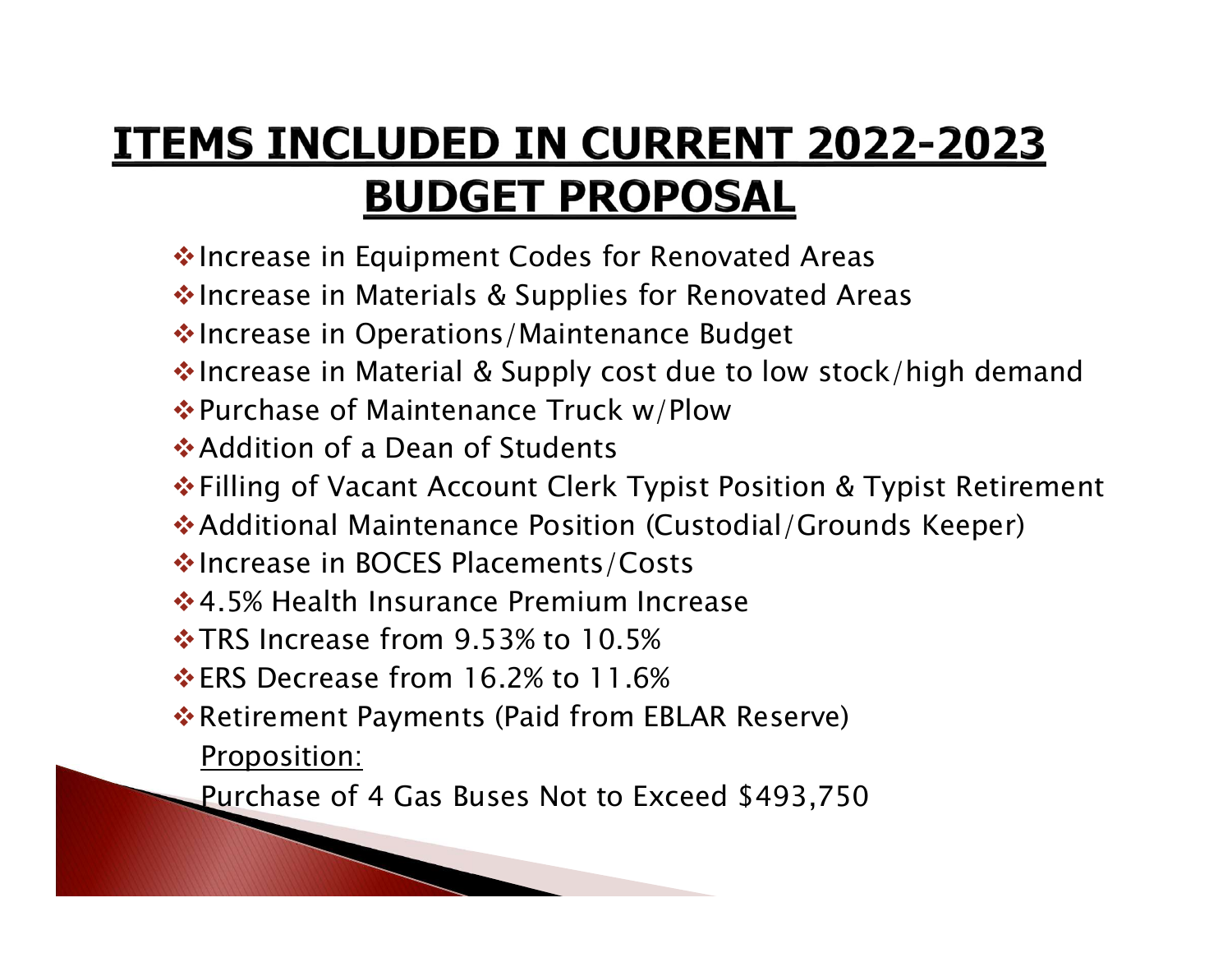# ITEMS INCLUDED IN CURRENT 2022-2023 BUDGET PROPOSAL

- Increase in Equipment Codes for Renovated Areas
- Increase in Materials & Supplies for Renovated Areas
- Increase in Operations/Maintenance Budget
- Increase in Material & Supply cost due to low stock/high demand
- Purchase of Maintenance Truck w/Plow
- Addition of a Dean of Students
- Filling of Vacant Account Clerk Typist Position & Typist Retirement
- Additional Maintenance Position (Custodial/Grounds Keeper)
- Increase in BOCES Placements/Costs
- 4.5% Health Insurance Premium Increase
- TRS Increase from 9.53% to 10.5%
- ERS Decrease from 16.2% to 11.6%
- Retirement Payments (Paid from EBLAR Reserve)

<u>Proposition:</u>

Purchase of 4 Gas Buses Not to Exceed $493,750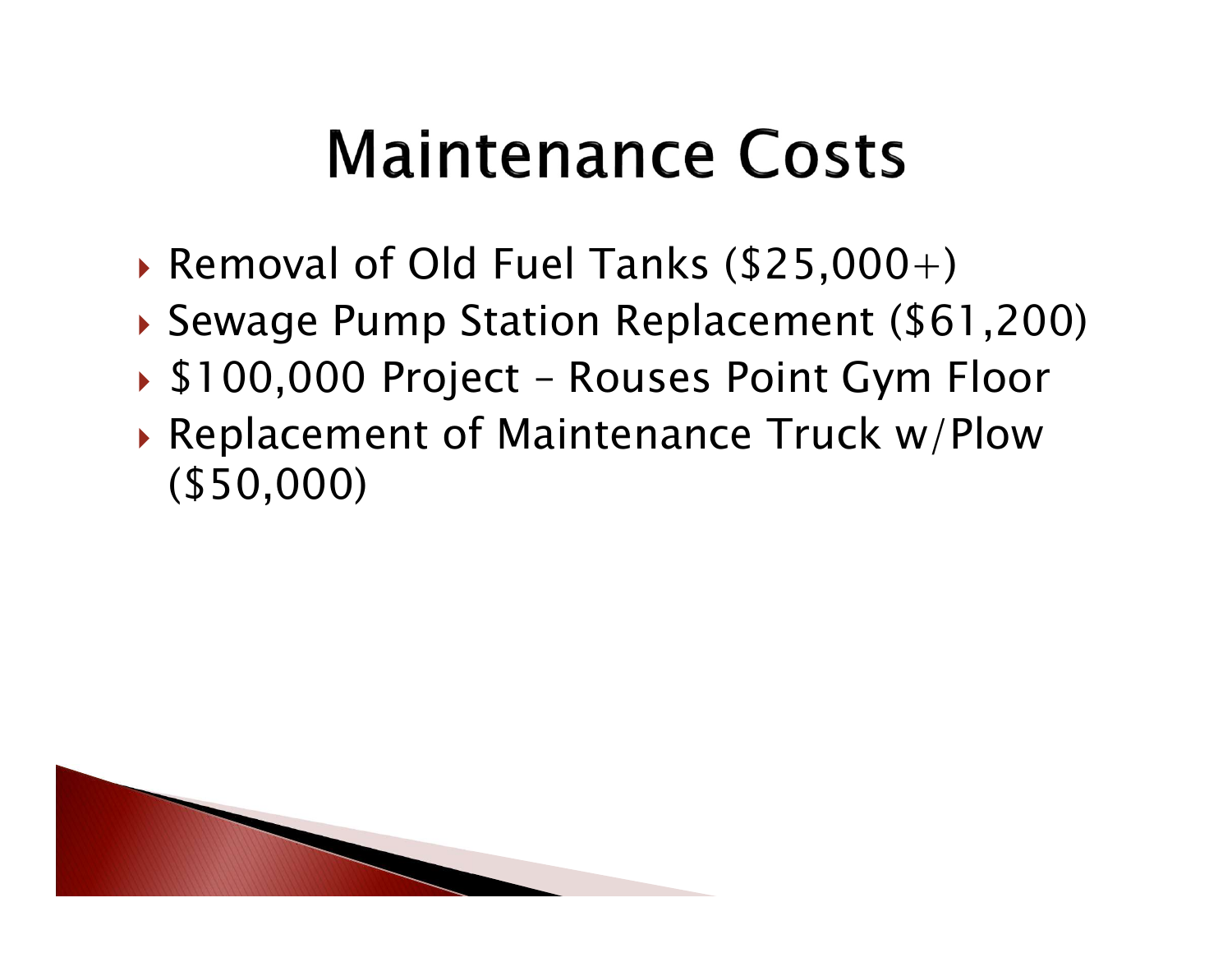# Maintenance Costs

- Removal of Old Fuel Tanks ($25,000+)
- Sewage Pump Station Replacement ($61,200)
- $100,000 Project – Rouses Point Gym Floor
- Replacement of Maintenance Truck w/Plow ($50,000)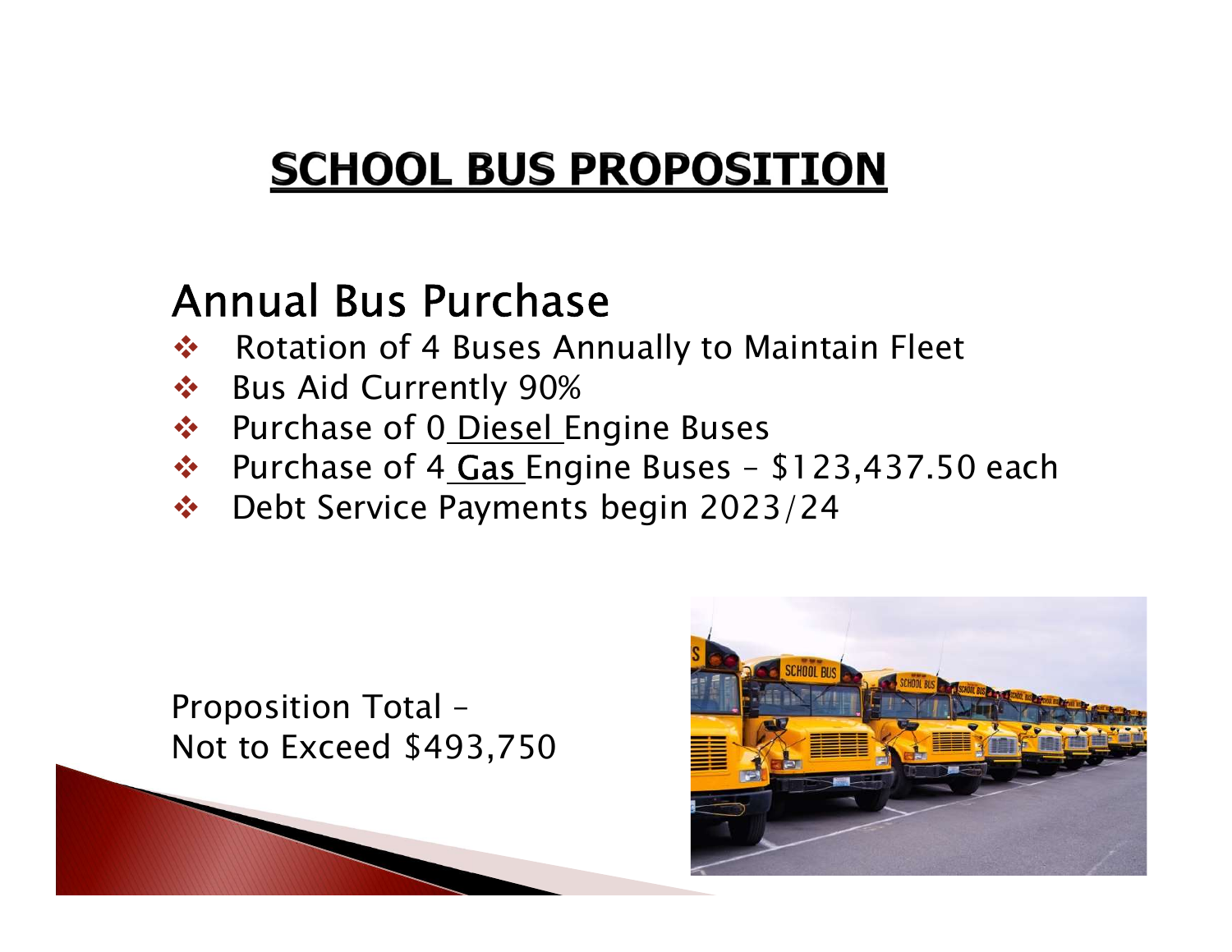# SCHOOL BUS PROPOSITION

## Annual Bus Purchase

- Rotation of 4 Buses Annually to Maintain Fleet
- Bus Aid Currently 90%
- Purchase of 0 Diesel Engine Buses
- Purchase of 4 Gas Engine Buses – $123,437.50 each
- Debt Service Payments begin 2023/24

Proposition Total –
Not to Exceed $493,750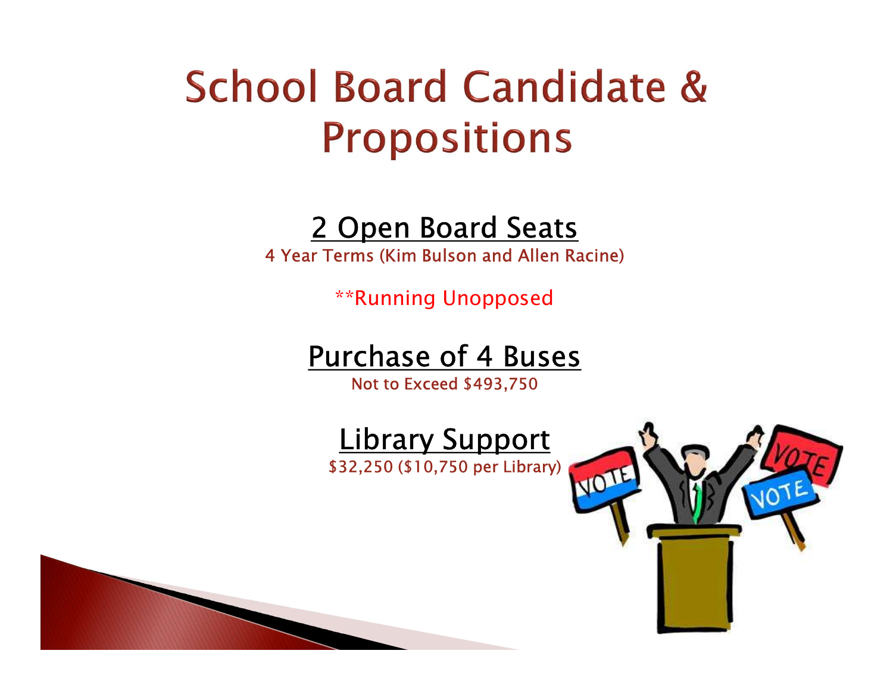# School Board Candidate & Propositions

## 2 Open Board Seats

4 Year Terms (Kim Bulson and Allen Racine)

**Running Unopposed

## Purchase of 4 Buses

Not to Exceed $493,750

## Library Support

$32,250 ($10,750 per Library)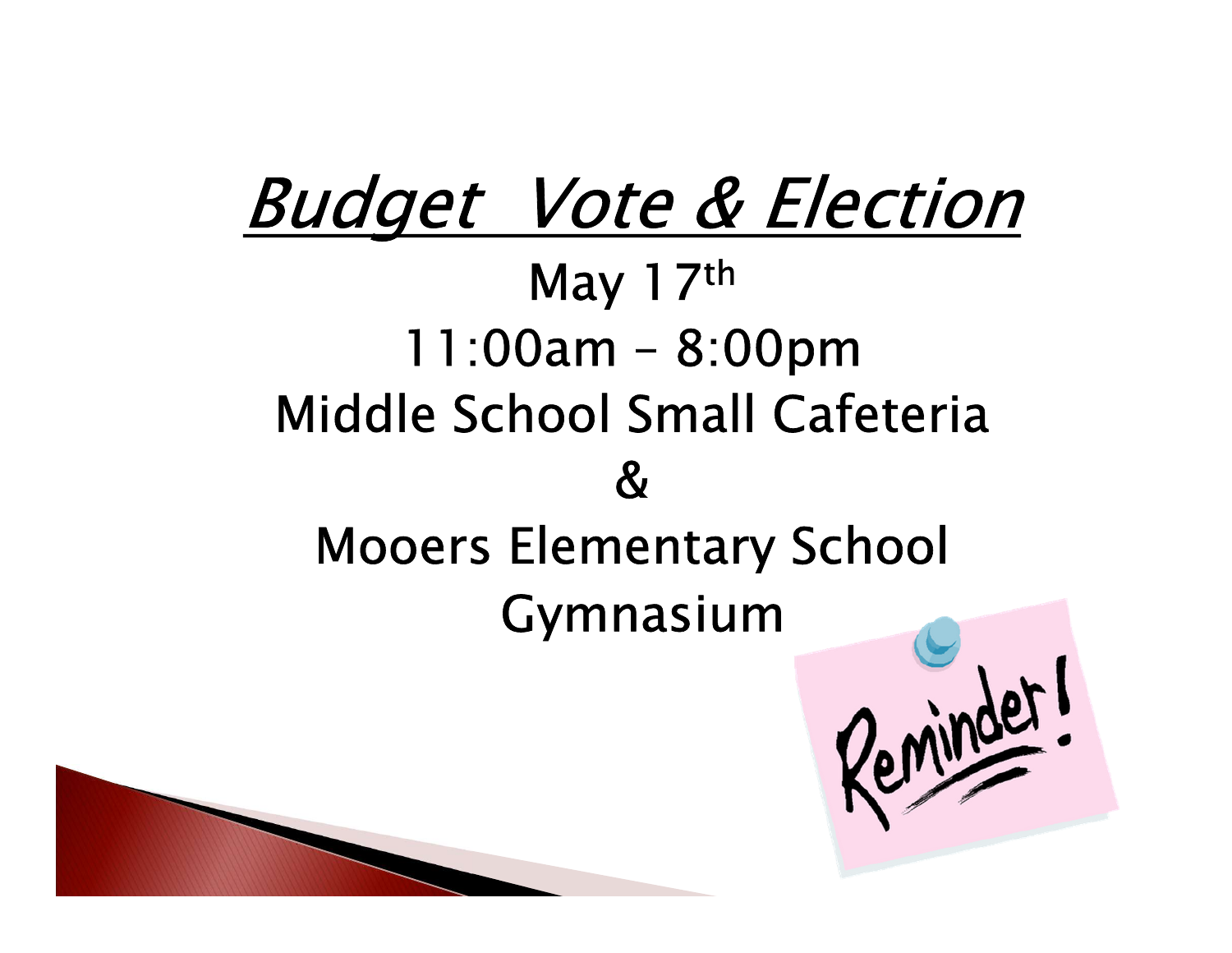# *Budget Vote & Election*

May 17th

11:00am – 8:00pm

Middle School Small Cafeteria

&

Mooers Elementary School Gymnasium

Reminder!